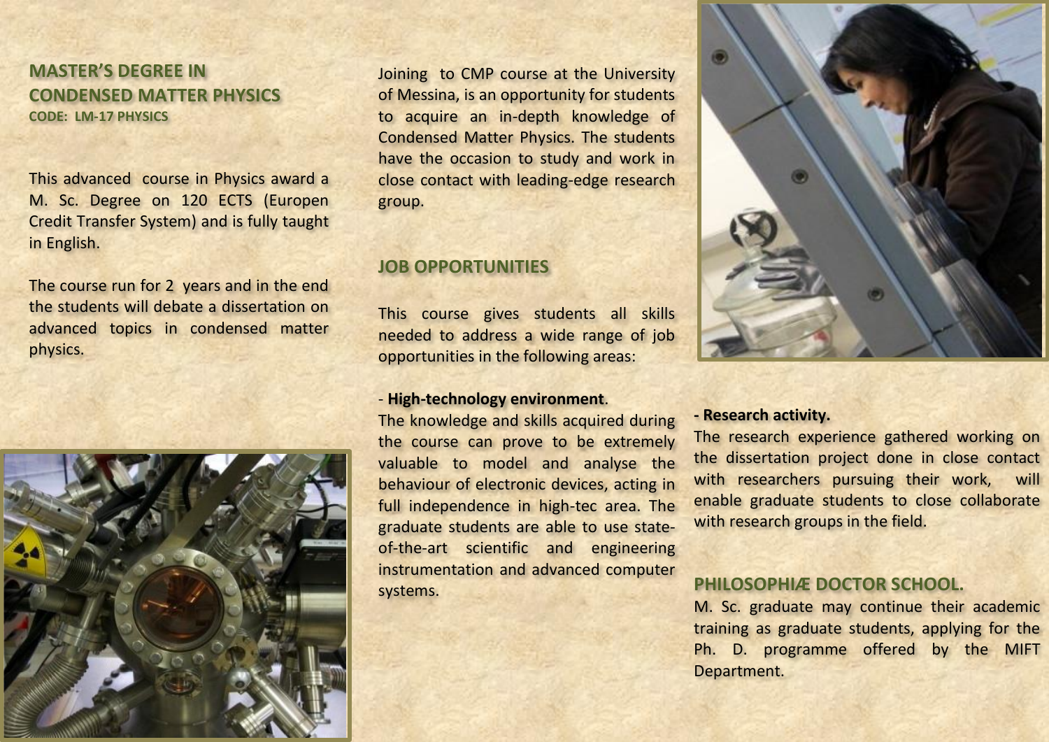# MASTER'S DEGREE IN CONDENSED MATTER PHYSICS

**CODE: LM-17 PHYSICS**

This advanced course in Physics award a M. Sc. Degree on 120 ECTS (Europen Credit Transfer System) and is fully taught in English.

The course run for 2 years and in the end the students will debate a dissertation on advanced topics in condensed matter physics.

Joining to CMP course at the University of Messina, is an opportunity for students to acquire an in-depth knowledge of Condensed Matter Physics. The students have the occasion to study and work in close contact with leading-edge research group.

## JOB OPPORTUNITIES

This course gives students all skills needed to address a wide range of job opportunities in the following areas:

- **High-technology environment**.

The knowledge and skills acquired during the course can prove to be extremely valuable to model and analyse the behaviour of electronic devices, acting in full independence in high-tec area. The graduate students are able to use state-of-the-art scientific and engineering instrumentation and advanced computer systems.

**- Research activity.**

The research experience gathered working on the dissertation project done in close contact with researchers pursuing their work, will enable graduate students to close collaborate with research groups in the field.

## PHILOSOPHIÆ DOCTOR SCHOOL.

M. Sc. graduate may continue their academic training as graduate students, applying for the Ph. D. programme offered by the MIFT Department.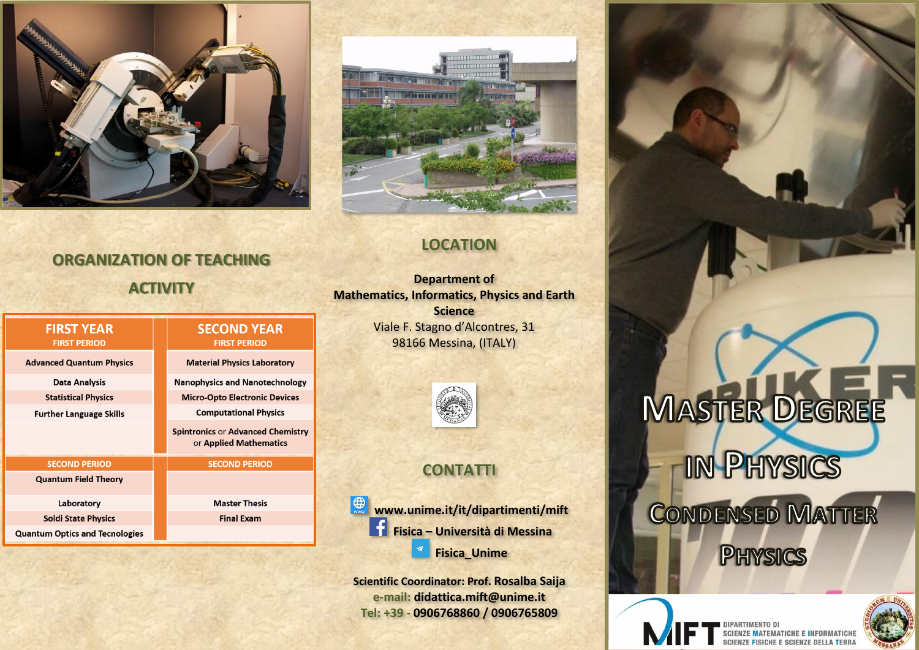## ORGANIZATION OF TEACHING ACTIVITY

| FIRST YEAR<br>FIRST PERIOD | SECOND YEAR<br>FIRST PERIOD |
|---|---|
| Advanced Quantum Physics | Material Physics Laboratory |
| Data Analysis | Nanophysics and Nanotechnology |
| Statistical Physics | Micro-Opto Electronic Devices |
| Further Language Skills | Computational Physics |
| | Spintronics or Advanced Chemistry or Applied Mathematics |
| **SECOND PERIOD** | **SECOND PERIOD** |
| Quantum Field Theory | |
| Laboratory | Master Thesis |
| Soldi State Physics | Final Exam |
| Quantum Optics and Tecnologies | |

## LOCATION

**Department of Mathematics, Informatics, Physics and Earth Science**
Viale F. Stagno d'Alcontres, 31
98166 Messina, (ITALY)

## CONTATTI

www.unime.it/it/dipartimenti/mift
Fisica – Università di Messina
Fisica_Unime

Scientific Coordinator: Prof. Rosalba Saija
e-mail: didattica.mift@unime.it
Tel: +39 - 0906768860 / 0906765809

# MASTER DEGREE IN PHYSICS

## CONDENSED MATTER PHYSICS

MIFT
DIPARTIMENTO DI
SCIENZE MATEMATICHE E INFORMATICHE
SCIENZE FISICHE E SCIENZE DELLA TERRA